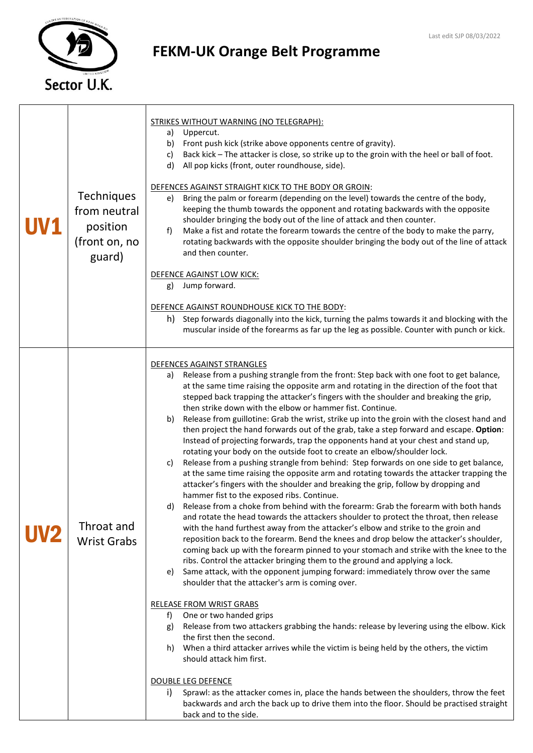# FEKM-UK Orange Belt Programme

Sector U.K.

Last edit SJP 08/03/2022

| | | |
|---|---|---|
| **UV1** | Techniques from neutral position (front on, no guard) | STRIKES WITHOUT WARNING (NO TELEGRAPH):<br>a) Uppercut.<br>b) Front push kick (strike above opponents centre of gravity).<br>c) Back kick – The attacker is close, so strike up to the groin with the heel or ball of foot.<br>d) All pop kicks (front, outer roundhouse, side).<br><br>DEFENCES AGAINST STRAIGHT KICK TO THE BODY OR GROIN:<br>e) Bring the palm or forearm (depending on the level) towards the centre of the body, keeping the thumb towards the opponent and rotating backwards with the opposite shoulder bringing the body out of the line of attack and then counter.<br>f) Make a fist and rotate the forearm towards the centre of the body to make the parry, rotating backwards with the opposite shoulder bringing the body out of the line of attack and then counter.<br><br>DEFENCE AGAINST LOW KICK:<br>g) Jump forward.<br><br>DEFENCE AGAINST ROUNDHOUSE KICK TO THE BODY:<br>h) Step forwards diagonally into the kick, turning the palms towards it and blocking with the muscular inside of the forearms as far up the leg as possible. Counter with punch or kick. |
| **UV2** | Throat and Wrist Grabs | DEFENCES AGAINST STRANGLES<br>a) Release from a pushing strangle from the front: Step back with one foot to get balance, at the same time raising the opposite arm and rotating in the direction of the foot that stepped back trapping the attacker's fingers with the shoulder and breaking the grip, then strike down with the elbow or hammer fist. Continue.<br>b) Release from guillotine: Grab the wrist, strike up into the groin with the closest hand and then project the hand forwards out of the grab, take a step forward and escape. **Option**: Instead of projecting forwards, trap the opponents hand at your chest and stand up, rotating your body on the outside foot to create an elbow/shoulder lock.<br>c) Release from a pushing strangle from behind: Step forwards on one side to get balance, at the same time raising the opposite arm and rotating towards the attacker trapping the attacker's fingers with the shoulder and breaking the grip, follow by dropping and hammer fist to the exposed ribs. Continue.<br>d) Release from a choke from behind with the forearm: Grab the forearm with both hands and rotate the head towards the attackers shoulder to protect the throat, then release with the hand furthest away from the attacker's elbow and strike to the groin and reposition back to the forearm. Bend the knees and drop below the attacker's shoulder, coming back up with the forearm pinned to your stomach and strike with the knee to the ribs. Control the attacker bringing them to the ground and applying a lock.<br>e) Same attack, with the opponent jumping forward: immediately throw over the same shoulder that the attacker's arm is coming over.<br><br>RELEASE FROM WRIST GRABS<br>f) One or two handed grips<br>g) Release from two attackers grabbing the hands: release by levering using the elbow. Kick the first then the second.<br>h) When a third attacker arrives while the victim is being held by the others, the victim should attack him first.<br><br>DOUBLE LEG DEFENCE<br>i) Sprawl: as the attacker comes in, place the hands between the shoulders, throw the feet backwards and arch the back up to drive them into the floor. Should be practised straight back and to the side. |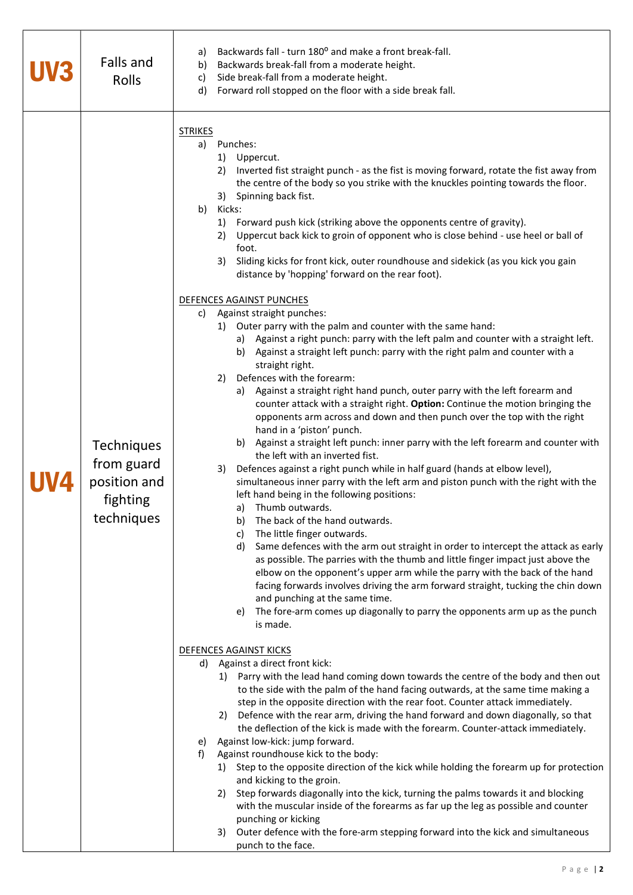| | | |
|---|---|---|
| **UV3** | Falls and Rolls | a) Backwards fall - turn 180⁰ and make a front break-fall.<br>b) Backwards break-fall from a moderate height.<br>c) Side break-fall from a moderate height.<br>d) Forward roll stopped on the floor with a side break fall. |
| **UV4** | Techniques from guard position and fighting techniques | <u>STRIKES</u><br>a) Punches:<br>1) Uppercut.<br>2) Inverted fist straight punch - as the fist is moving forward, rotate the fist away from the centre of the body so you strike with the knuckles pointing towards the floor.<br>3) Spinning back fist.<br>b) Kicks:<br>1) Forward push kick (striking above the opponents centre of gravity).<br>2) Uppercut back kick to groin of opponent who is close behind - use heel or ball of foot.<br>3) Sliding kicks for front kick, outer roundhouse and sidekick (as you kick you gain distance by 'hopping' forward on the rear foot).<br><br><u>DEFENCES AGAINST PUNCHES</u><br>c) Against straight punches:<br>1) Outer parry with the palm and counter with the same hand:<br>a) Against a right punch: parry with the left palm and counter with a straight left.<br>b) Against a straight left punch: parry with the right palm and counter with a straight right.<br>2) Defences with the forearm:<br>a) Against a straight right hand punch, outer parry with the left forearm and counter attack with a straight right. **Option:** Continue the motion bringing the opponents arm across and down and then punch over the top with the right hand in a 'piston' punch.<br>b) Against a straight left punch: inner parry with the left forearm and counter with the left with an inverted fist.<br>3) Defences against a right punch while in half guard (hands at elbow level), simultaneous inner parry with the left arm and piston punch with the right with the left hand being in the following positions:<br>a) Thumb outwards.<br>b) The back of the hand outwards.<br>c) The little finger outwards.<br>d) Same defences with the arm out straight in order to intercept the attack as early as possible. The parries with the thumb and little finger impact just above the elbow on the opponent's upper arm while the parry with the back of the hand facing forwards involves driving the arm forward straight, tucking the chin down and punching at the same time.<br>e) The fore-arm comes up diagonally to parry the opponents arm up as the punch is made.<br><br><u>DEFENCES AGAINST KICKS</u><br>d) Against a direct front kick:<br>1) Parry with the lead hand coming down towards the centre of the body and then out to the side with the palm of the hand facing outwards, at the same time making a step in the opposite direction with the rear foot. Counter attack immediately.<br>2) Defence with the rear arm, driving the hand forward and down diagonally, so that the deflection of the kick is made with the forearm. Counter-attack immediately.<br>e) Against low-kick: jump forward.<br>f) Against roundhouse kick to the body:<br>1) Step to the opposite direction of the kick while holding the forearm up for protection and kicking to the groin.<br>2) Step forwards diagonally into the kick, turning the palms towards it and blocking with the muscular inside of the forearms as far up the leg as possible and counter punching or kicking<br>3) Outer defence with the fore-arm stepping forward into the kick and simultaneous punch to the face. |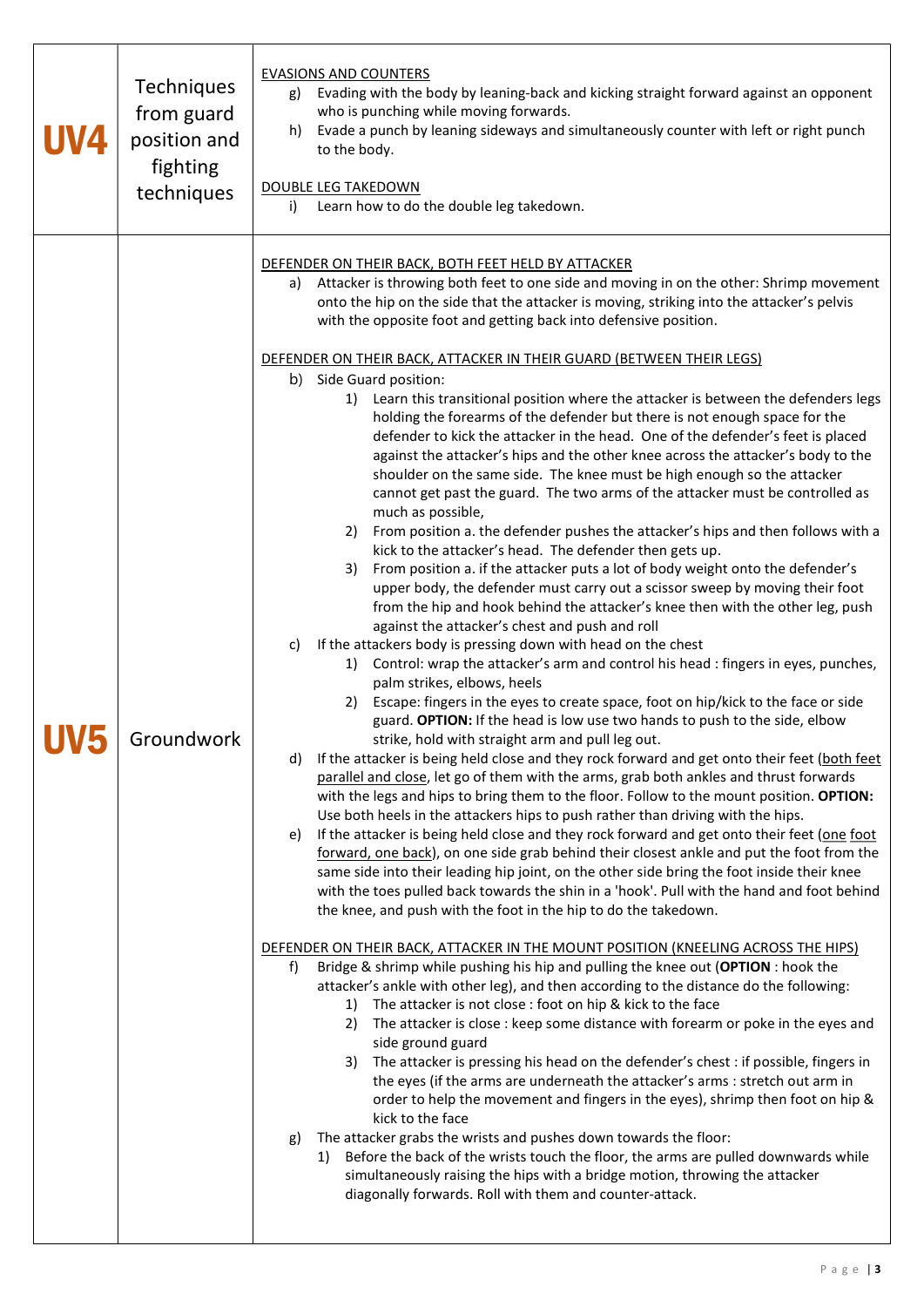| | | |
|---|---|---|
| **UV4** | Techniques from guard position and fighting techniques | EVASIONS AND COUNTERS<br>g) Evading with the body by leaning-back and kicking straight forward against an opponent who is punching while moving forwards.<br>h) Evade a punch by leaning sideways and simultaneously counter with left or right punch to the body.<br><br>DOUBLE LEG TAKEDOWN<br>i) Learn how to do the double leg takedown. |
| **UV5** | Groundwork | DEFENDER ON THEIR BACK, BOTH FEET HELD BY ATTACKER<br>a) Attacker is throwing both feet to one side and moving in on the other: Shrimp movement onto the hip on the side that the attacker is moving, striking into the attacker's pelvis with the opposite foot and getting back into defensive position.<br><br>DEFENDER ON THEIR BACK, ATTACKER IN THEIR GUARD (BETWEEN THEIR LEGS)<br>b) Side Guard position:<br>1) Learn this transitional position where the attacker is between the defenders legs holding the forearms of the defender but there is not enough space for the defender to kick the attacker in the head. One of the defender's feet is placed against the attacker's hips and the other knee across the attacker's body to the shoulder on the same side. The knee must be high enough so the attacker cannot get past the guard. The two arms of the attacker must be controlled as much as possible,<br>2) From position a. the defender pushes the attacker's hips and then follows with a kick to the attacker's head. The defender then gets up.<br>3) From position a. if the attacker puts a lot of body weight onto the defender's upper body, the defender must carry out a scissor sweep by moving their foot from the hip and hook behind the attacker's knee then with the other leg, push against the attacker's chest and push and roll<br>c) If the attackers body is pressing down with head on the chest<br>1) Control: wrap the attacker's arm and control his head : fingers in eyes, punches, palm strikes, elbows, heels<br>2) Escape: fingers in the eyes to create space, foot on hip/kick to the face or side guard. **OPTION:** If the head is low use two hands to push to the side, elbow strike, hold with straight arm and pull leg out.<br>d) If the attacker is being held close and they rock forward and get onto their feet (both feet parallel and close, let go of them with the arms, grab both ankles and thrust forwards with the legs and hips to bring them to the floor. Follow to the mount position. **OPTION:** Use both heels in the attackers hips to push rather than driving with the hips.<br>e) If the attacker is being held close and they rock forward and get onto their feet (one foot forward, one back), on one side grab behind their closest ankle and put the foot from the same side into their leading hip joint, on the other side bring the foot inside their knee with the toes pulled back towards the shin in a 'hook'. Pull with the hand and foot behind the knee, and push with the foot in the hip to do the takedown.<br><br>DEFENDER ON THEIR BACK, ATTACKER IN THE MOUNT POSITION (KNEELING ACROSS THE HIPS)<br>f) Bridge & shrimp while pushing his hip and pulling the knee out (**OPTION** : hook the attacker's ankle with other leg), and then according to the distance do the following:<br>1) The attacker is not close : foot on hip & kick to the face<br>2) The attacker is close : keep some distance with forearm or poke in the eyes and side ground guard<br>3) The attacker is pressing his head on the defender's chest : if possible, fingers in the eyes (if the arms are underneath the attacker's arms : stretch out arm in order to help the movement and fingers in the eyes), shrimp then foot on hip & kick to the face<br>g) The attacker grabs the wrists and pushes down towards the floor:<br>1) Before the back of the wrists touch the floor, the arms are pulled downwards while simultaneously raising the hips with a bridge motion, throwing the attacker diagonally forwards. Roll with them and counter-attack. |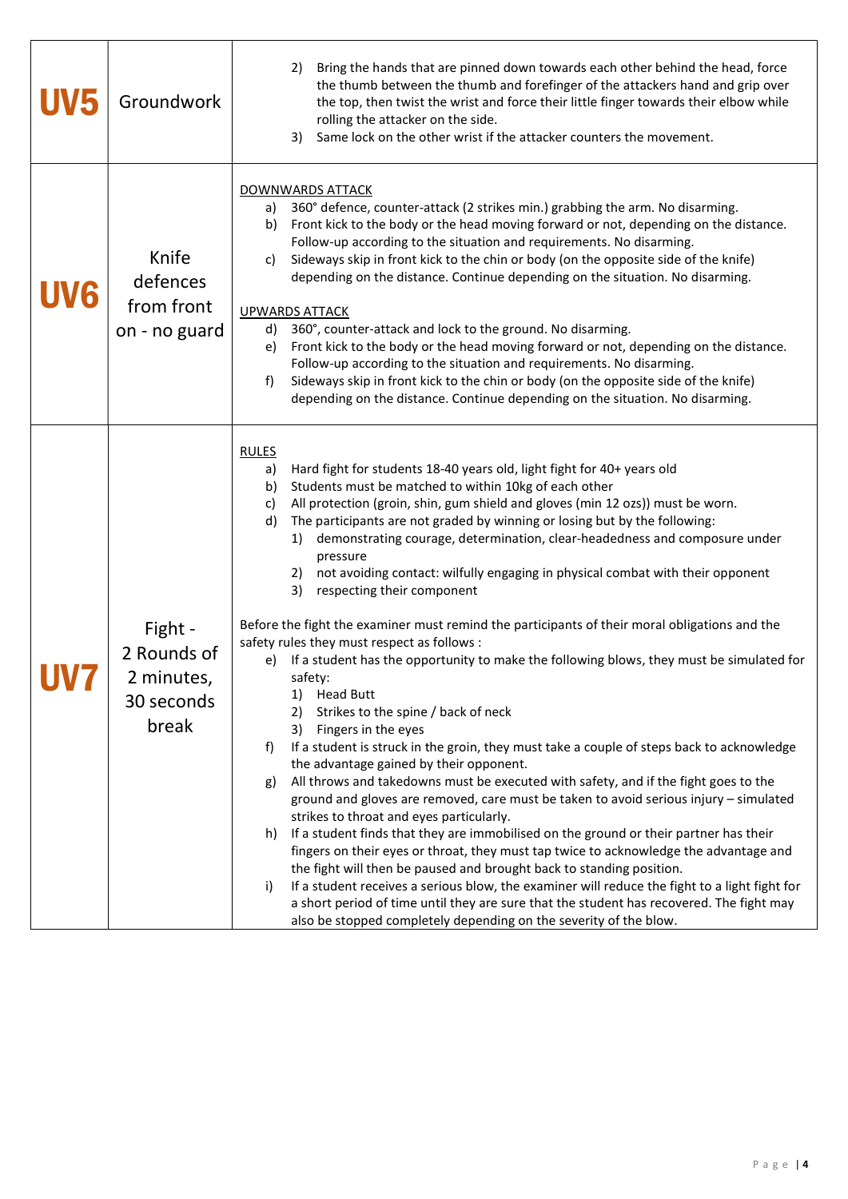| | | |
|---|---|---|
| **UV5** | Groundwork | 2) Bring the hands that are pinned down towards each other behind the head, force the thumb between the thumb and forefinger of the attackers hand and grip over the top, then twist the wrist and force their little finger towards their elbow while rolling the attacker on the side.<br>3) Same lock on the other wrist if the attacker counters the movement. |
| **UV6** | Knife defences from front on - no guard | DOWNWARDS ATTACK<br>a) 360° defence, counter-attack (2 strikes min.) grabbing the arm. No disarming.<br>b) Front kick to the body or the head moving forward or not, depending on the distance. Follow-up according to the situation and requirements. No disarming.<br>c) Sideways skip in front kick to the chin or body (on the opposite side of the knife) depending on the distance. Continue depending on the situation. No disarming.<br><br>UPWARDS ATTACK<br>d) 360°, counter-attack and lock to the ground. No disarming.<br>e) Front kick to the body or the head moving forward or not, depending on the distance. Follow-up according to the situation and requirements. No disarming.<br>f) Sideways skip in front kick to the chin or body (on the opposite side of the knife) depending on the distance. Continue depending on the situation. No disarming. |
| **UV7** | Fight - 2 Rounds of 2 minutes, 30 seconds break | RULES<br>a) Hard fight for students 18-40 years old, light fight for 40+ years old<br>b) Students must be matched to within 10kg of each other<br>c) All protection (groin, shin, gum shield and gloves (min 12 ozs)) must be worn.<br>d) The participants are not graded by winning or losing but by the following:<br>1) demonstrating courage, determination, clear-headedness and composure under pressure<br>2) not avoiding contact: wilfully engaging in physical combat with their opponent<br>3) respecting their component<br><br>Before the fight the examiner must remind the participants of their moral obligations and the safety rules they must respect as follows :<br>e) If a student has the opportunity to make the following blows, they must be simulated for safety:<br>1) Head Butt<br>2) Strikes to the spine / back of neck<br>3) Fingers in the eyes<br>f) If a student is struck in the groin, they must take a couple of steps back to acknowledge the advantage gained by their opponent.<br>g) All throws and takedowns must be executed with safety, and if the fight goes to the ground and gloves are removed, care must be taken to avoid serious injury – simulated strikes to throat and eyes particularly.<br>h) If a student finds that they are immobilised on the ground or their partner has their fingers on their eyes or throat, they must tap twice to acknowledge the advantage and the fight will then be paused and brought back to standing position.<br>i) If a student receives a serious blow, the examiner will reduce the fight to a light fight for a short period of time until they are sure that the student has recovered. The fight may also be stopped completely depending on the severity of the blow. |